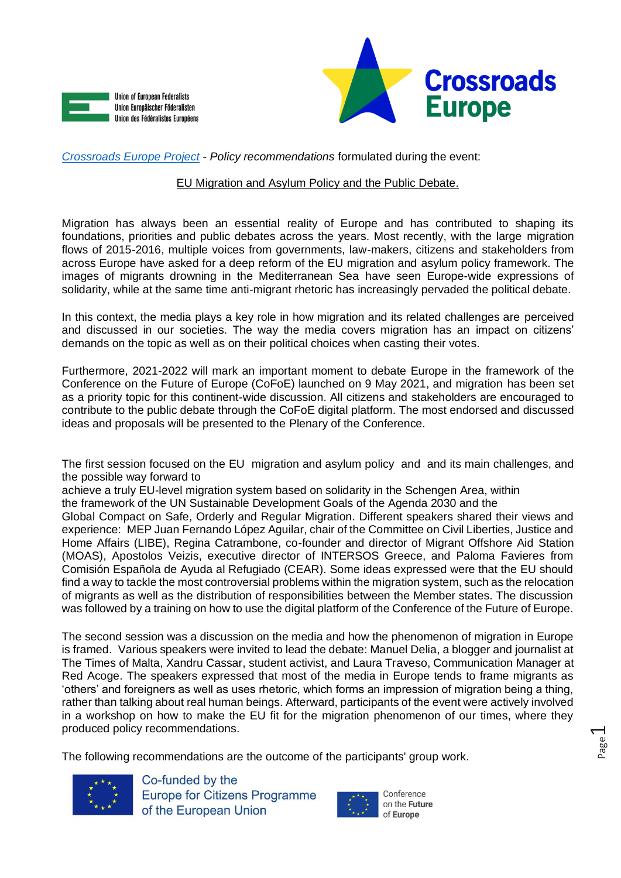Union of European Federalists
Union Europäischer Föderalisten
Union des Fédéralistes Européens

Crossroads Europe

*Crossroads Europe Project* - *Policy recommendations* formulated during the event:

EU Migration and Asylum Policy and the Public Debate.

Migration has always been an essential reality of Europe and has contributed to shaping its foundations, priorities and public debates across the years. Most recently, with the large migration flows of 2015-2016, multiple voices from governments, law-makers, citizens and stakeholders from across Europe have asked for a deep reform of the EU migration and asylum policy framework. The images of migrants drowning in the Mediterranean Sea have seen Europe-wide expressions of solidarity, while at the same time anti-migrant rhetoric has increasingly pervaded the political debate.

In this context, the media plays a key role in how migration and its related challenges are perceived and discussed in our societies. The way the media covers migration has an impact on citizens' demands on the topic as well as on their political choices when casting their votes.

Furthermore, 2021-2022 will mark an important moment to debate Europe in the framework of the Conference on the Future of Europe (CoFoE) launched on 9 May 2021, and migration has been set as a priority topic for this continent-wide discussion. All citizens and stakeholders are encouraged to contribute to the public debate through the CoFoE digital platform. The most endorsed and discussed ideas and proposals will be presented to the Plenary of the Conference.

The first session focused on the EU migration and asylum policy and and its main challenges, and the possible way forward to achieve a truly EU-level migration system based on solidarity in the Schengen Area, within the framework of the UN Sustainable Development Goals of the Agenda 2030 and the Global Compact on Safe, Orderly and Regular Migration. Different speakers shared their views and experience: MEP Juan Fernando López Aguilar, chair of the Committee on Civil Liberties, Justice and Home Affairs (LIBE), Regina Catrambone, co-founder and director of Migrant Offshore Aid Station (MOAS), Apostolos Veizis, executive director of INTERSOS Greece, and Paloma Favieres from Comisión Española de Ayuda al Refugiado (CEAR). Some ideas expressed were that the EU should find a way to tackle the most controversial problems within the migration system, such as the relocation of migrants as well as the distribution of responsibilities between the Member states. The discussion was followed by a training on how to use the digital platform of the Conference of the Future of Europe.

The second session was a discussion on the media and how the phenomenon of migration in Europe is framed. Various speakers were invited to lead the debate: Manuel Delia, a blogger and journalist at The Times of Malta, Xandru Cassar, student activist, and Laura Traveso, Communication Manager at Red Acoge. The speakers expressed that most of the media in Europe tends to frame migrants as 'others' and foreigners as well as uses rhetoric, which forms an impression of migration being a thing, rather than talking about real human beings. Afterward, participants of the event were actively involved in a workshop on how to make the EU fit for the migration phenomenon of our times, where they produced policy recommendations.

The following recommendations are the outcome of the participants' group work.

Co-funded by the Europe for Citizens Programme of the European Union

Conference on the Future of Europe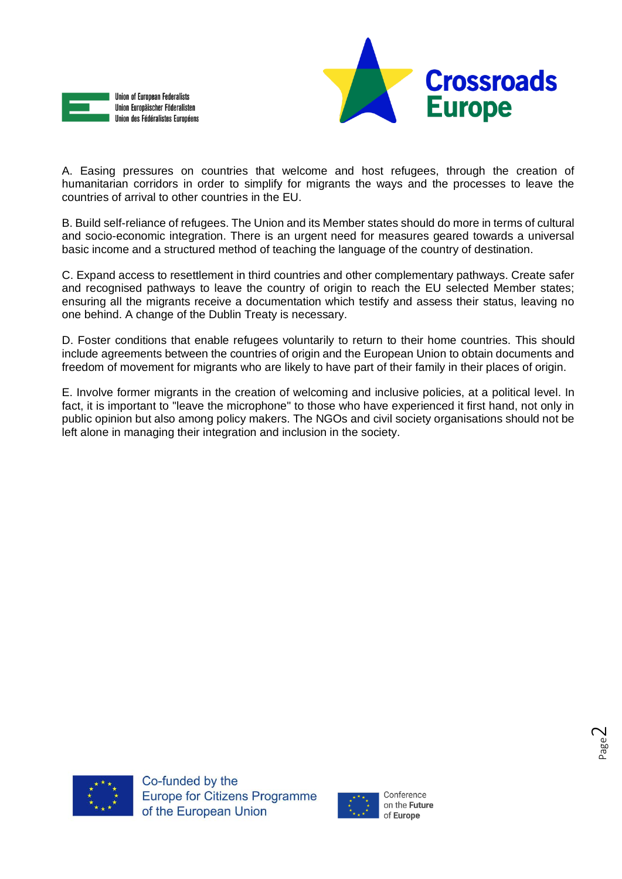A. Easing pressures on countries that welcome and host refugees, through the creation of humanitarian corridors in order to simplify for migrants the ways and the processes to leave the countries of arrival to other countries in the EU.

B. Build self-reliance of refugees. The Union and its Member states should do more in terms of cultural and socio-economic integration. There is an urgent need for measures geared towards a universal basic income and a structured method of teaching the language of the country of destination.

C. Expand access to resettlement in third countries and other complementary pathways. Create safer and recognised pathways to leave the country of origin to reach the EU selected Member states; ensuring all the migrants receive a documentation which testify and assess their status, leaving no one behind. A change of the Dublin Treaty is necessary.

D. Foster conditions that enable refugees voluntarily to return to their home countries. This should include agreements between the countries of origin and the European Union to obtain documents and freedom of movement for migrants who are likely to have part of their family in their places of origin.

E. Involve former migrants in the creation of welcoming and inclusive policies, at a political level. In fact, it is important to "leave the microphone" to those who have experienced it first hand, not only in public opinion but also among policy makers. The NGOs and civil society organisations should not be left alone in managing their integration and inclusion in the society.